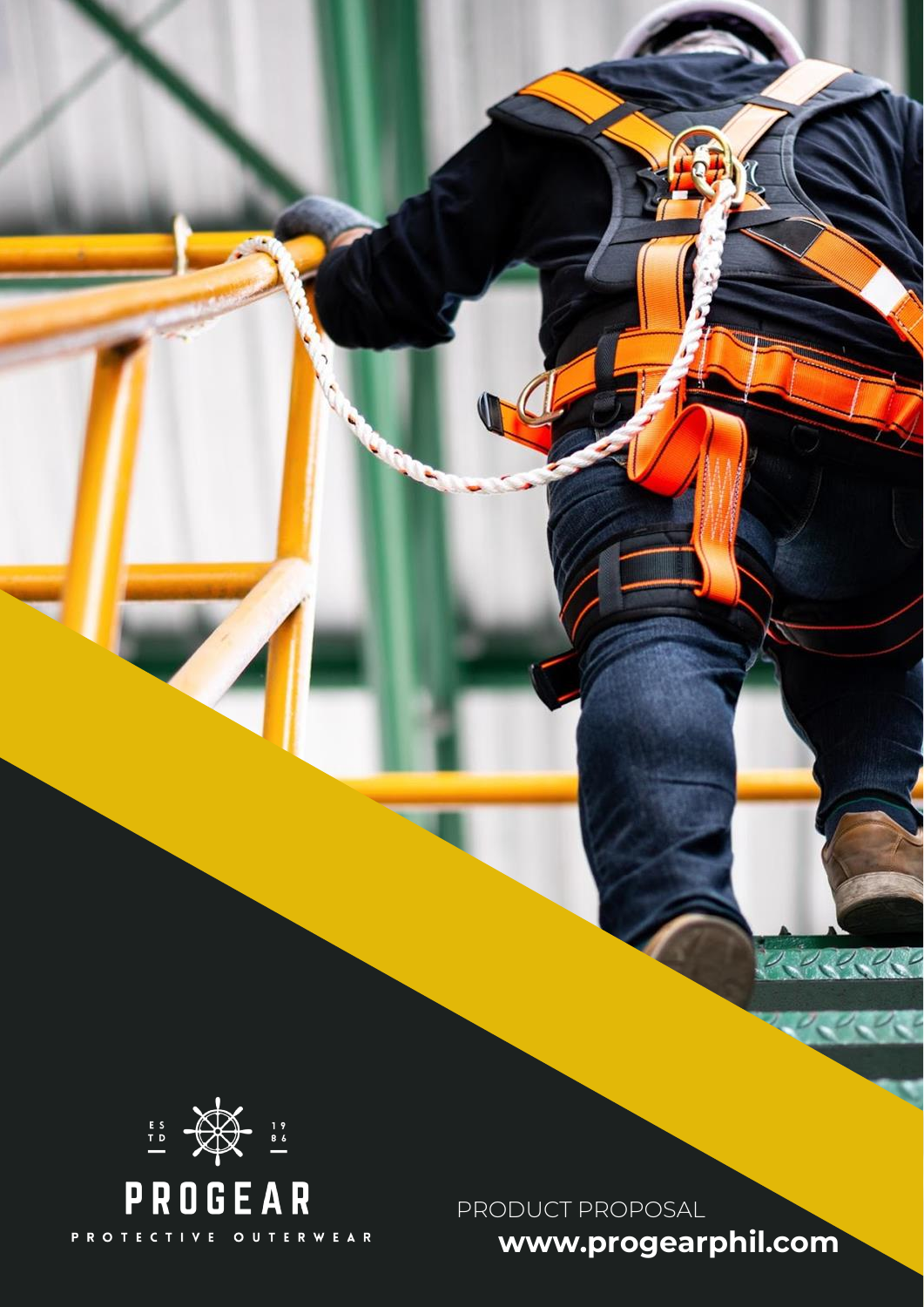ES TD 19 86

# PROGEAR

PROTECTIVE OUTERWEAR

PRODUCT PROPOSAL

**www.progearphil.com**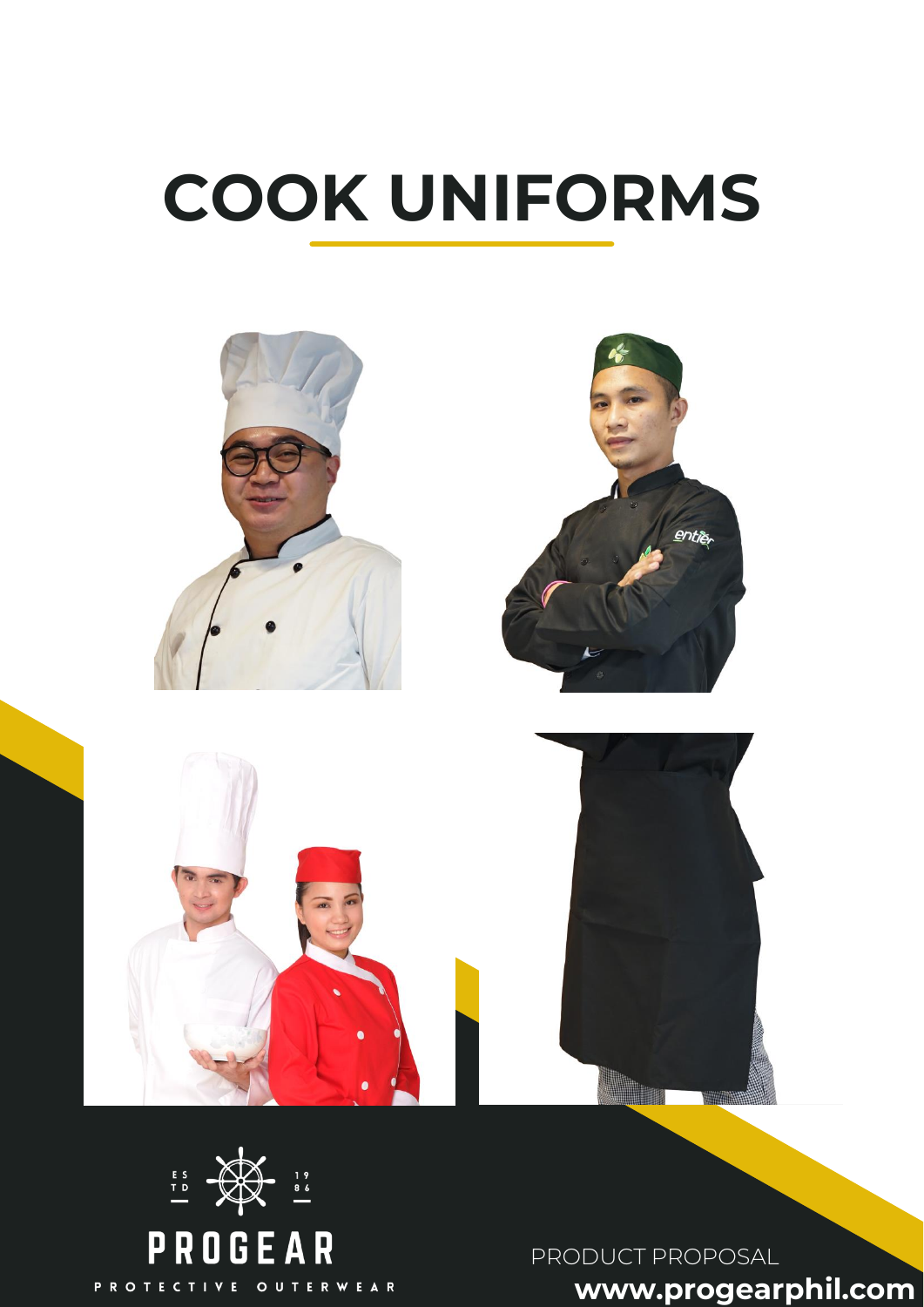# COOK UNIFORMS

PROGEAR

PROTECTIVE OUTERWEAR

ESTD 1986

PRODUCT PROPOSAL

**www.progearphil.com**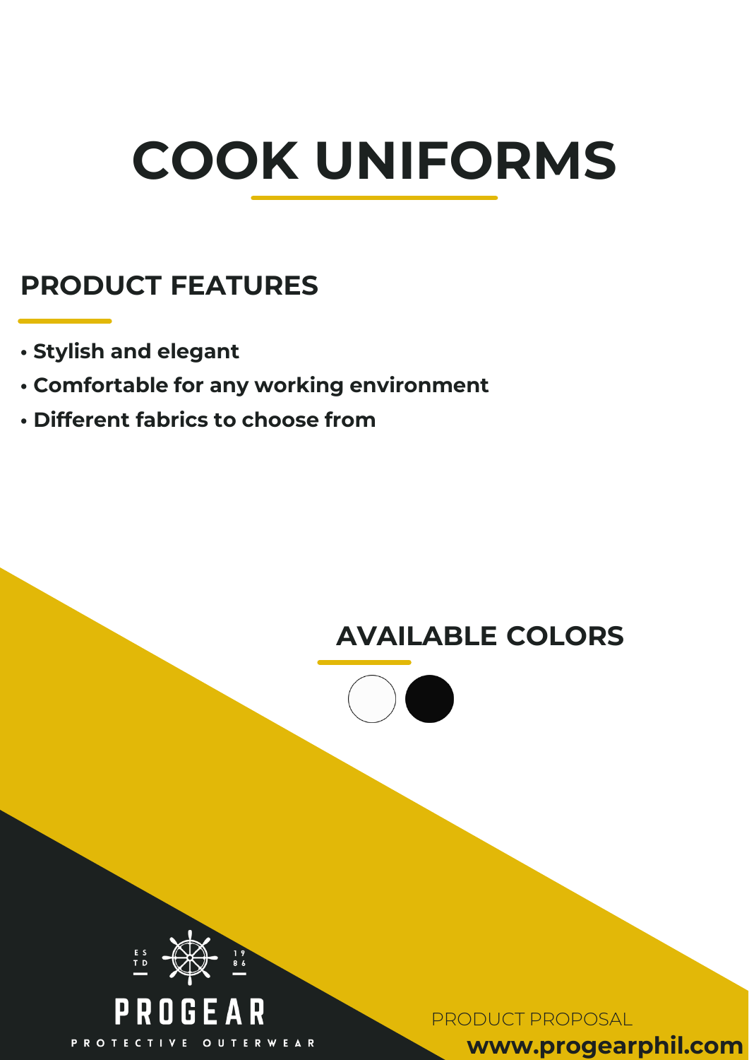# COOK UNIFORMS

## PRODUCT FEATURES

- **Stylish and elegant**
- **Comfortable for any working environment**
- **Different fabrics to choose from**

## AVAILABLE COLORS

EST 1986

PROGEAR

PROTECTIVE OUTERWEAR

PRODUCT PROPOSAL

**www.progearphil.com**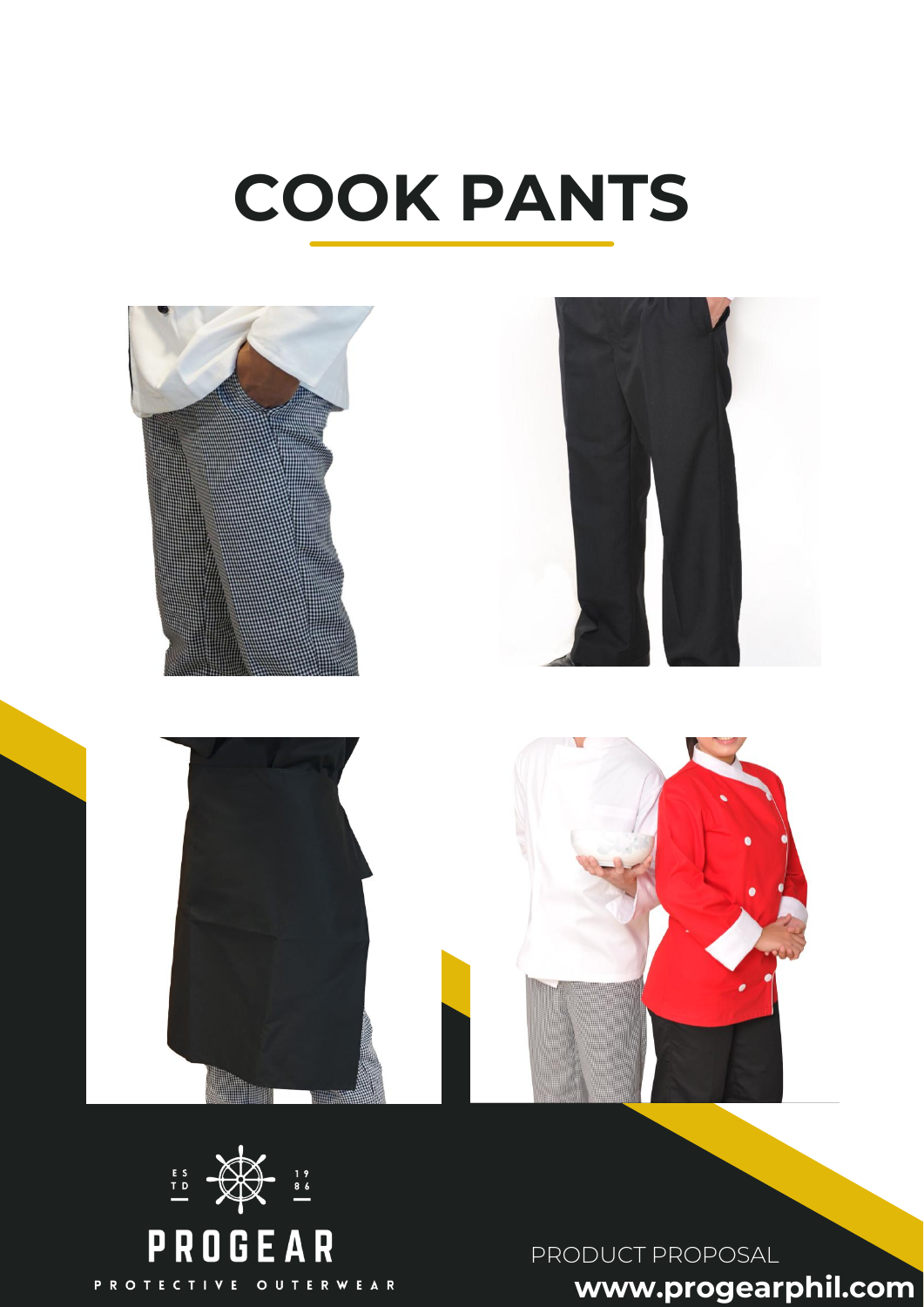# COOK PANTS

EST 1986

PROGEAR

PROTECTIVE OUTERWEAR

PRODUCT PROPOSAL

**www.progearphil.com**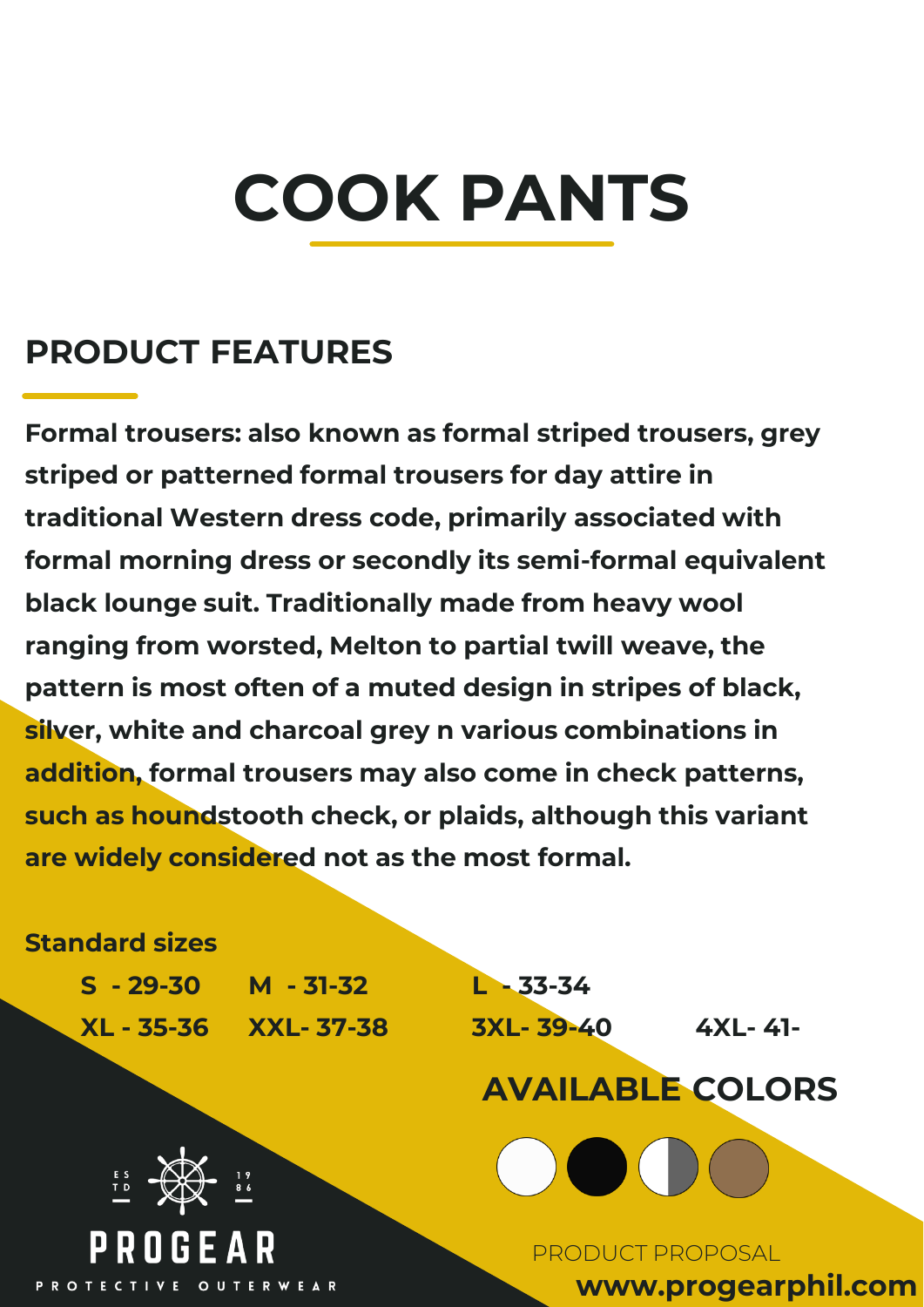# COOK PANTS

## PRODUCT FEATURES

**Formal trousers: also known as formal striped trousers, grey striped or patterned formal trousers for day attire in traditional Western dress code, primarily associated with formal morning dress or secondly its semi-formal equivalent black lounge suit. Traditionally made from heavy wool ranging from worsted, Melton to partial twill weave, the pattern is most often of a muted design in stripes of black, silver, white and charcoal grey n various combinations in addition, formal trousers may also come in check patterns, such as houndstooth check, or plaids, although this variant are widely considered not as the most formal.**

**Standard sizes**

| | | | |
|---|---|---|---|
| **S - 29-30** | **M - 31-32** | **L - 33-34** | |
| **XL - 35-36** | **XXL- 37-38** | **3XL- 39-40** | **4XL- 41-** |

## AVAILABLE COLORS

PROGEAR

PROTECTIVE OUTERWEAR

PRODUCT PROPOSAL

**www.progearphil.com**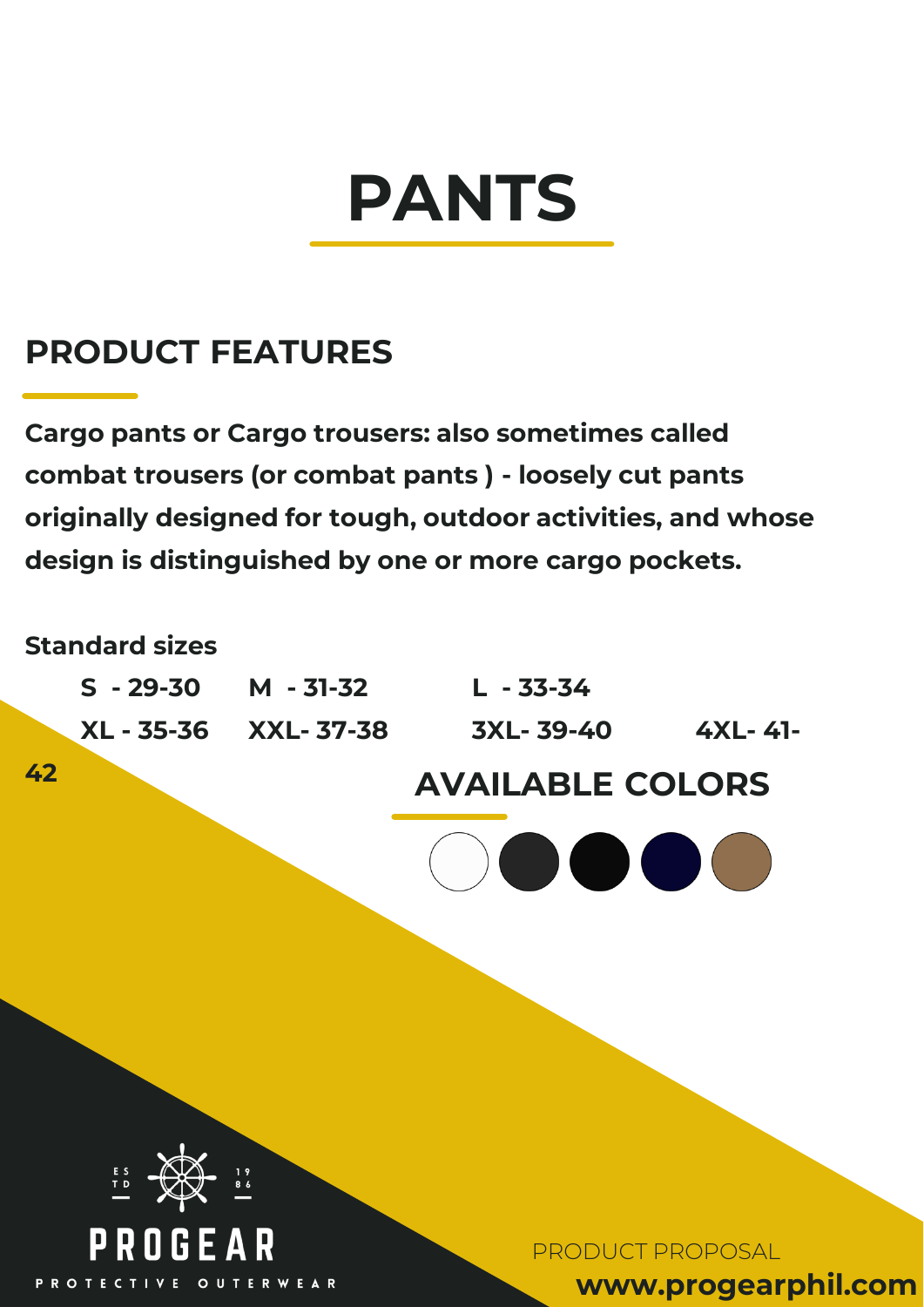# PANTS

## PRODUCT FEATURES

**Cargo pants or Cargo trousers: also sometimes called combat trousers (or combat pants ) - loosely cut pants originally designed for tough, outdoor activities, and whose design is distinguished by one or more cargo pockets.**

**Standard sizes**

**S - 29-30 M - 31-32 L - 33-34**

**XL - 35-36 XXL- 37-38 3XL- 39-40 4XL- 41-42**

## AVAILABLE COLORS

PROGEAR

PROTECTIVE OUTERWEAR

ESTD 1986

PRODUCT PROPOSAL

**www.progearphil.com**